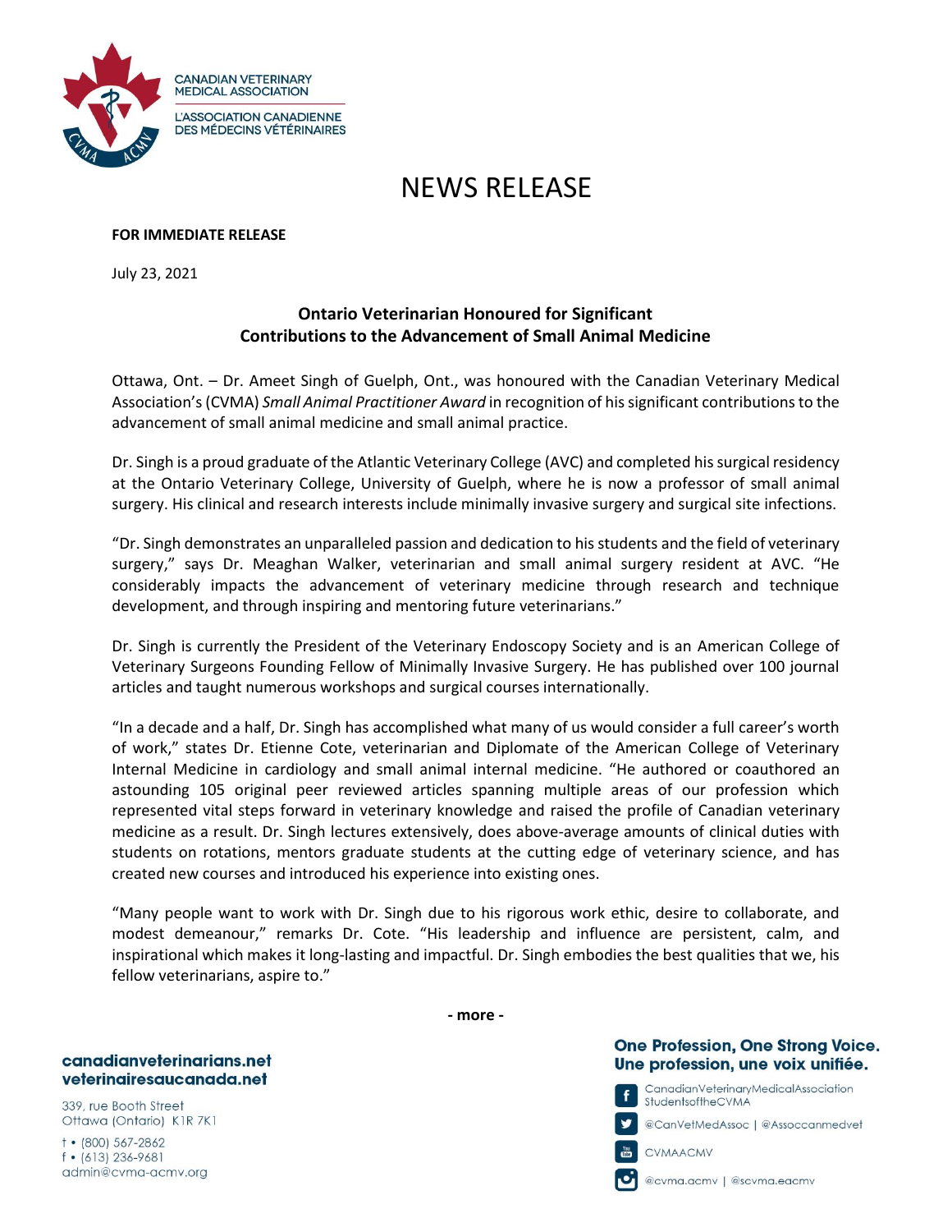CANADIAN VETERINARY MEDICAL ASSOCIATION

L'ASSOCIATION CANADIENNE DES MÉDECINS VÉTÉRINAIRES

# NEWS RELEASE

**FOR IMMEDIATE RELEASE**

July 23, 2021

## Ontario Veterinarian Honoured for Significant Contributions to the Advancement of Small Animal Medicine

Ottawa, Ont. – Dr. Ameet Singh of Guelph, Ont., was honoured with the Canadian Veterinary Medical Association's (CVMA) *Small Animal Practitioner Award* in recognition of his significant contributions to the advancement of small animal medicine and small animal practice.

Dr. Singh is a proud graduate of the Atlantic Veterinary College (AVC) and completed his surgical residency at the Ontario Veterinary College, University of Guelph, where he is now a professor of small animal surgery. His clinical and research interests include minimally invasive surgery and surgical site infections.

"Dr. Singh demonstrates an unparalleled passion and dedication to his students and the field of veterinary surgery," says Dr. Meaghan Walker, veterinarian and small animal surgery resident at AVC. "He considerably impacts the advancement of veterinary medicine through research and technique development, and through inspiring and mentoring future veterinarians."

Dr. Singh is currently the President of the Veterinary Endoscopy Society and is an American College of Veterinary Surgeons Founding Fellow of Minimally Invasive Surgery. He has published over 100 journal articles and taught numerous workshops and surgical courses internationally.

"In a decade and a half, Dr. Singh has accomplished what many of us would consider a full career's worth of work," states Dr. Etienne Cote, veterinarian and Diplomate of the American College of Veterinary Internal Medicine in cardiology and small animal internal medicine. "He authored or coauthored an astounding 105 original peer reviewed articles spanning multiple areas of our profession which represented vital steps forward in veterinary knowledge and raised the profile of Canadian veterinary medicine as a result. Dr. Singh lectures extensively, does above-average amounts of clinical duties with students on rotations, mentors graduate students at the cutting edge of veterinary science, and has created new courses and introduced his experience into existing ones.

"Many people want to work with Dr. Singh due to his rigorous work ethic, desire to collaborate, and modest demeanour," remarks Dr. Cote. "His leadership and influence are persistent, calm, and inspirational which makes it long-lasting and impactful. Dr. Singh embodies the best qualities that we, his fellow veterinarians, aspire to."

- more -

**canadianveterinarians.net**
**veterinairesaucanada.net**

339, rue Booth Street
Ottawa (Ontario) K1R 7K1

t • (800) 567-2862
f • (613) 236-9681
admin@cvma-acmv.org

**One Profession, One Strong Voice.**
**Une profession, une voix unifiée.**

CanadianVeterinaryMedicalAssociation
StudentsoftheCVMA

@CanVetMedAssoc | @Assoccanmedvet

CVMAACMV

@cvma.acmv | @scvma.eacmv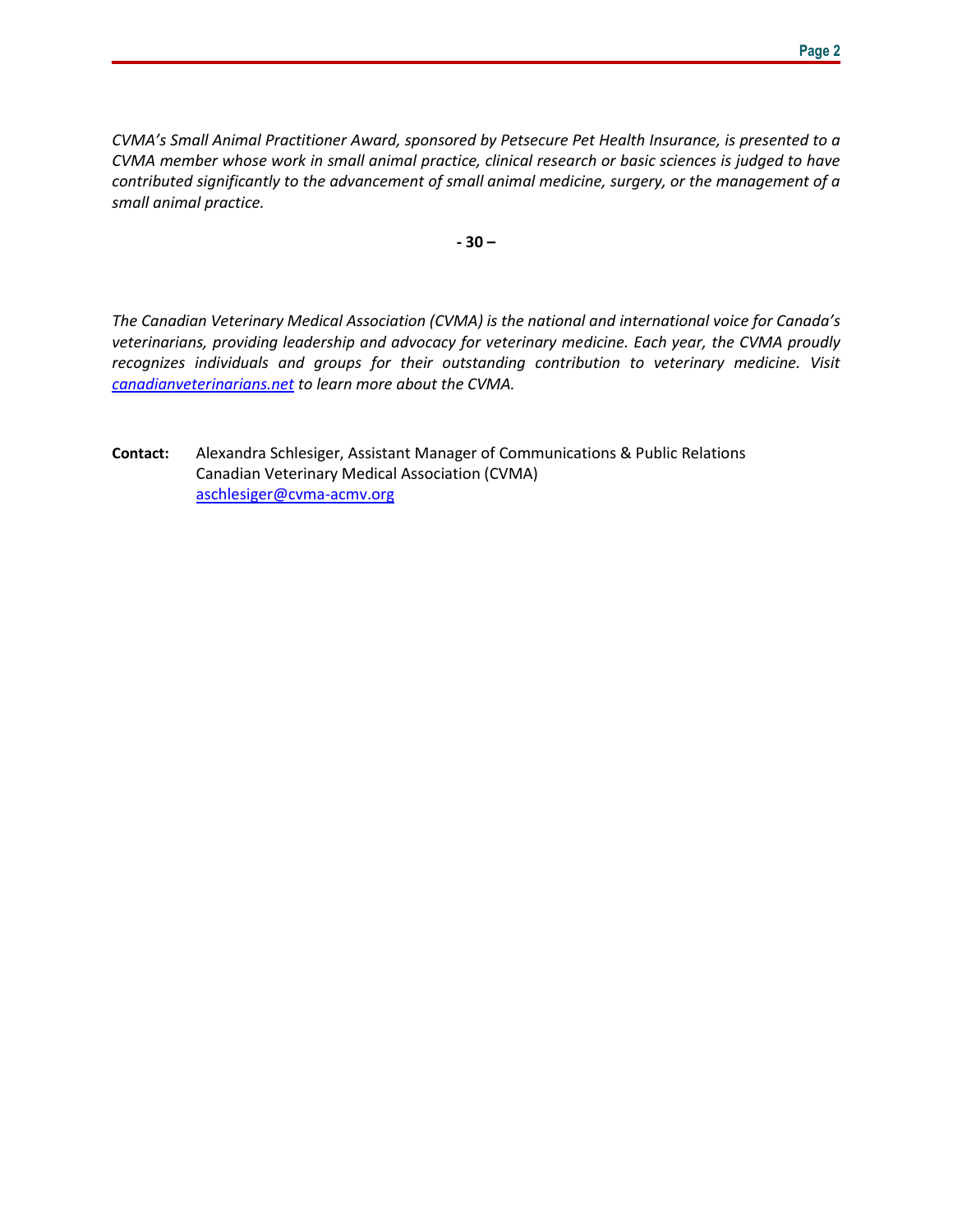*CVMA's Small Animal Practitioner Award, sponsored by Petsecure Pet Health Insurance, is presented to a CVMA member whose work in small animal practice, clinical research or basic sciences is judged to have contributed significantly to the advancement of small animal medicine, surgery, or the management of a small animal practice.*

**- 30 –**

*The Canadian Veterinary Medical Association (CVMA) is the national and international voice for Canada's veterinarians, providing leadership and advocacy for veterinary medicine. Each year, the CVMA proudly recognizes individuals and groups for their outstanding contribution to veterinary medicine. Visit [canadianveterinarians.net](canadianveterinarians.net) to learn more about the CVMA.*

**Contact:** Alexandra Schlesiger, Assistant Manager of Communications & Public Relations
Canadian Veterinary Medical Association (CVMA)
[aschlesiger@cvma-acmv.org](mailto:aschlesiger@cvma-acmv.org)